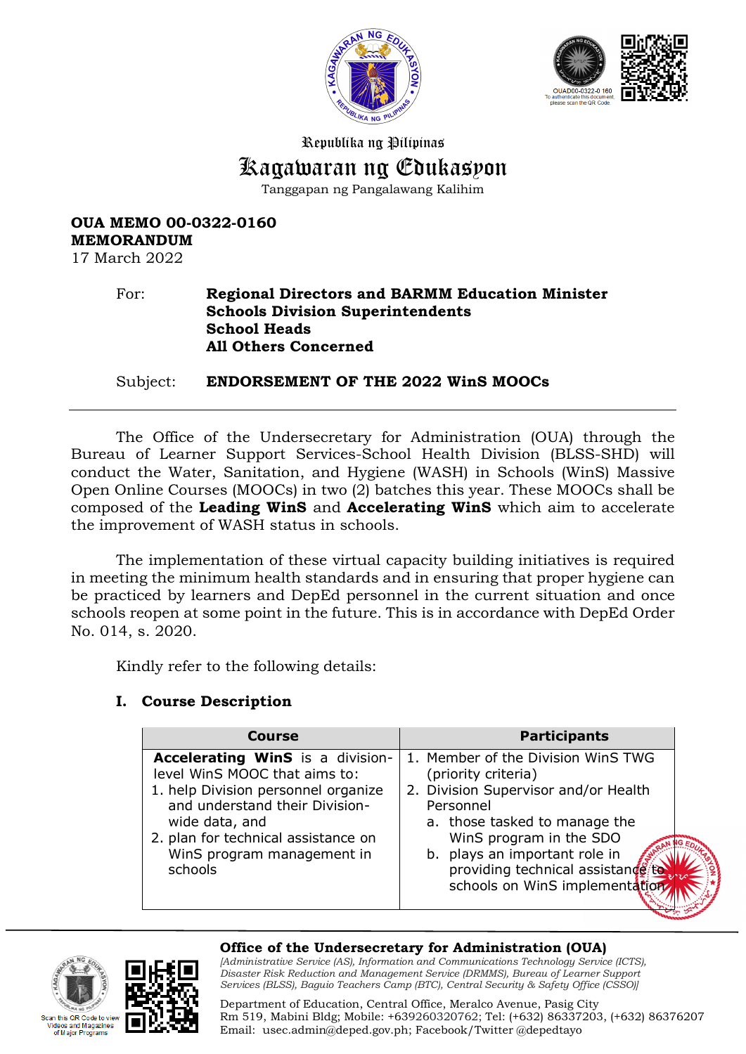Republika ng Pilipinas

# Kagawaran ng Edukasyon

Tanggapan ng Pangalawang Kalihim

**OUA MEMO 00-0322-0160**
**MEMORANDUM**
17 March 2022

For: **Regional Directors and BARMM Education Minister**
**Schools Division Superintendents**
**School Heads**
**All Others Concerned**

Subject: **ENDORSEMENT OF THE 2022 WinS MOOCs**

---

The Office of the Undersecretary for Administration (OUA) through the Bureau of Learner Support Services-School Health Division (BLSS-SHD) will conduct the Water, Sanitation, and Hygiene (WASH) in Schools (WinS) Massive Open Online Courses (MOOCs) in two (2) batches this year. These MOOCs shall be composed of the **Leading WinS** and **Accelerating WinS** which aim to accelerate the improvement of WASH status in schools.

The implementation of these virtual capacity building initiatives is required in meeting the minimum health standards and in ensuring that proper hygiene can be practiced by learners and DepEd personnel in the current situation and once schools reopen at some point in the future. This is in accordance with DepEd Order No. 014, s. 2020.

Kindly refer to the following details:

## I. Course Description

| Course | Participants |
|---|---|
| **Accelerating WinS** is a division-level WinS MOOC that aims to:<br>1. help Division personnel organize and understand their Division-wide data, and<br>2. plan for technical assistance on WinS program management in schools | 1. Member of the Division WinS TWG (priority criteria)<br>2. Division Supervisor and/or Health Personnel<br>a. those tasked to manage the WinS program in the SDO<br>b. plays an important role in providing technical assistance to schools on WinS implementation |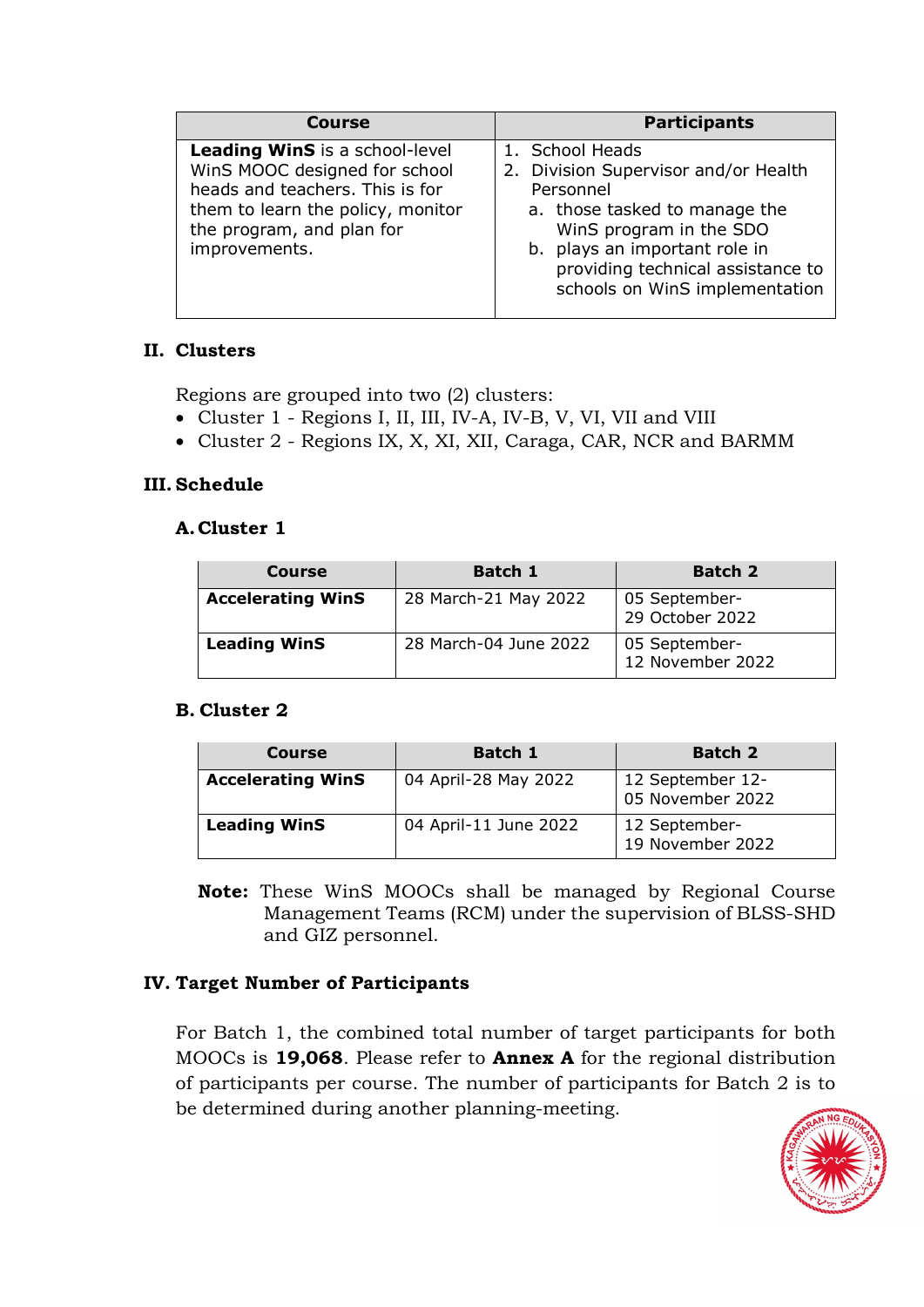| Course | Participants |
| --- | --- |
| **Leading WinS** is a school-level WinS MOOC designed for school heads and teachers. This is for them to learn the policy, monitor the program, and plan for improvements. | 1. School Heads<br>2. Division Supervisor and/or Health Personnel<br>a. those tasked to manage the WinS program in the SDO<br>b. plays an important role in providing technical assistance to schools on WinS implementation |

## II. Clusters

Regions are grouped into two (2) clusters:

- Cluster 1 - Regions I, II, III, IV-A, IV-B, V, VI, VII and VIII
- Cluster 2 - Regions IX, X, XI, XII, Caraga, CAR, NCR and BARMM

## III. Schedule

### A. Cluster 1

| Course | Batch 1 | Batch 2 |
| --- | --- | --- |
| **Accelerating WinS** | 28 March-21 May 2022 | 05 September-29 October 2022 |
| **Leading WinS** | 28 March-04 June 2022 | 05 September-12 November 2022 |

### B. Cluster 2

| Course | Batch 1 | Batch 2 |
| --- | --- | --- |
| **Accelerating WinS** | 04 April-28 May 2022 | 12 September 12-05 November 2022 |
| **Leading WinS** | 04 April-11 June 2022 | 12 September-19 November 2022 |

**Note:** These WinS MOOCs shall be managed by Regional Course Management Teams (RCM) under the supervision of BLSS-SHD and GIZ personnel.

## IV. Target Number of Participants

For Batch 1, the combined total number of target participants for both MOOCs is **19,068**. Please refer to **Annex A** for the regional distribution of participants per course. The number of participants for Batch 2 is to be determined during another planning-meeting.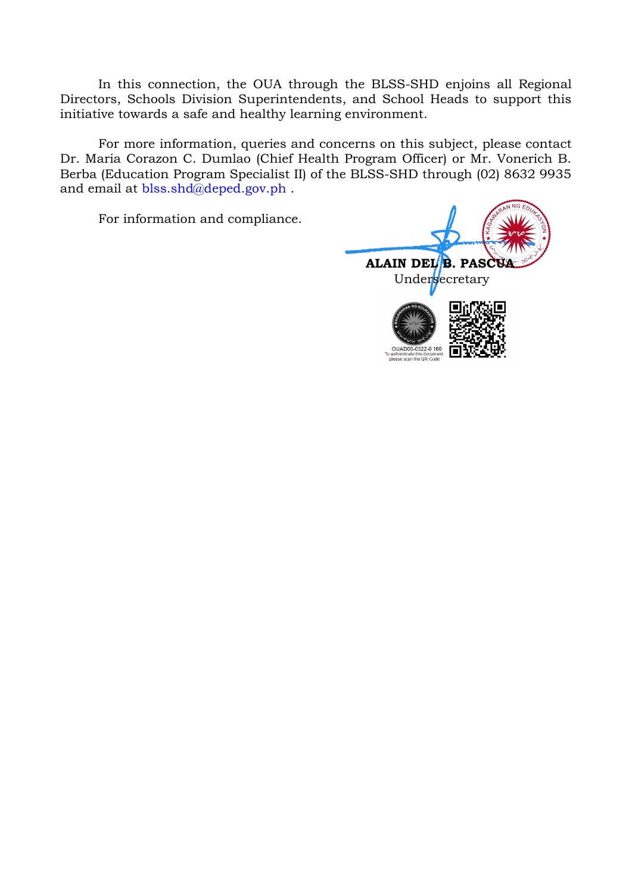In this connection, the OUA through the BLSS-SHD enjoins all Regional Directors, Schools Division Superintendents, and School Heads to support this initiative towards a safe and healthy learning environment.

For more information, queries and concerns on this subject, please contact Dr. Maria Corazon C. Dumlao (Chief Health Program Officer) or Mr. Vonerich B. Berba (Education Program Specialist II) of the BLSS-SHD through (02) 8632 9935 and email at blss.shd@deped.gov.ph .

For information and compliance.

**ALAIN DEL B. PASCUA**
Undersecretary

OUAD00-0322-0 160
To authenticate this document, please scan the QR Code.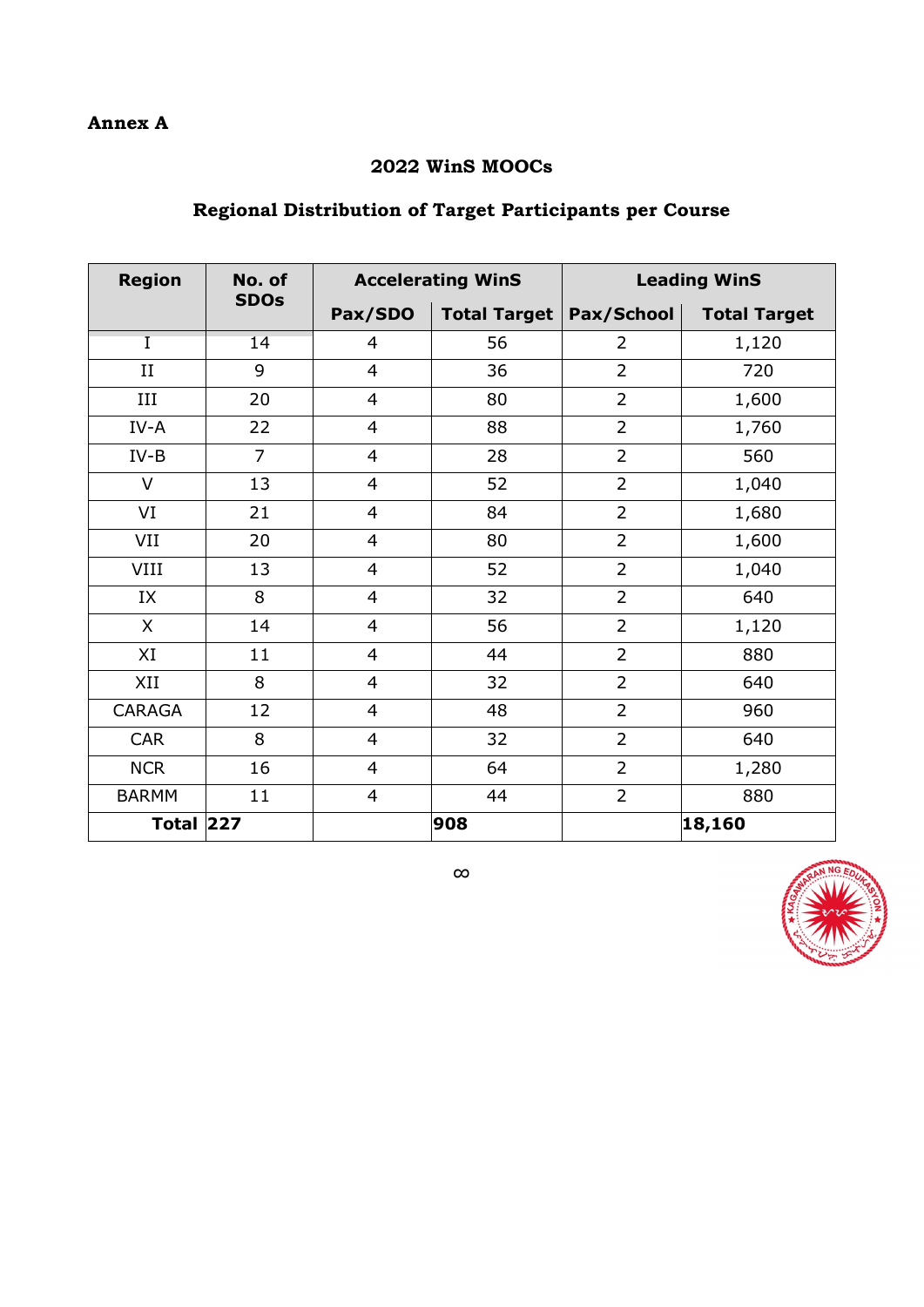**Annex A**

## 2022 WinS MOOCs

## Regional Distribution of Target Participants per Course

| Region | No. of SDOs | Accelerating WinS | | Leading WinS | |
|---|---|---|---|---|---|
| | | Pax/SDO | Total Target | Pax/School | Total Target |
| I | 14 | 4 | 56 | 2 | 1,120 |
| II | 9 | 4 | 36 | 2 | 720 |
| III | 20 | 4 | 80 | 2 | 1,600 |
| IV-A | 22 | 4 | 88 | 2 | 1,760 |
| IV-B | 7 | 4 | 28 | 2 | 560 |
| V | 13 | 4 | 52 | 2 | 1,040 |
| VI | 21 | 4 | 84 | 2 | 1,680 |
| VII | 20 | 4 | 80 | 2 | 1,600 |
| VIII | 13 | 4 | 52 | 2 | 1,040 |
| IX | 8 | 4 | 32 | 2 | 640 |
| X | 14 | 4 | 56 | 2 | 1,120 |
| XI | 11 | 4 | 44 | 2 | 880 |
| XII | 8 | 4 | 32 | 2 | 640 |
| CARAGA | 12 | 4 | 48 | 2 | 960 |
| CAR | 8 | 4 | 32 | 2 | 640 |
| NCR | 16 | 4 | 64 | 2 | 1,280 |
| BARMM | 11 | 4 | 44 | 2 | 880 |
| **Total** | **227** | | **908** | | **18,160** |

∞